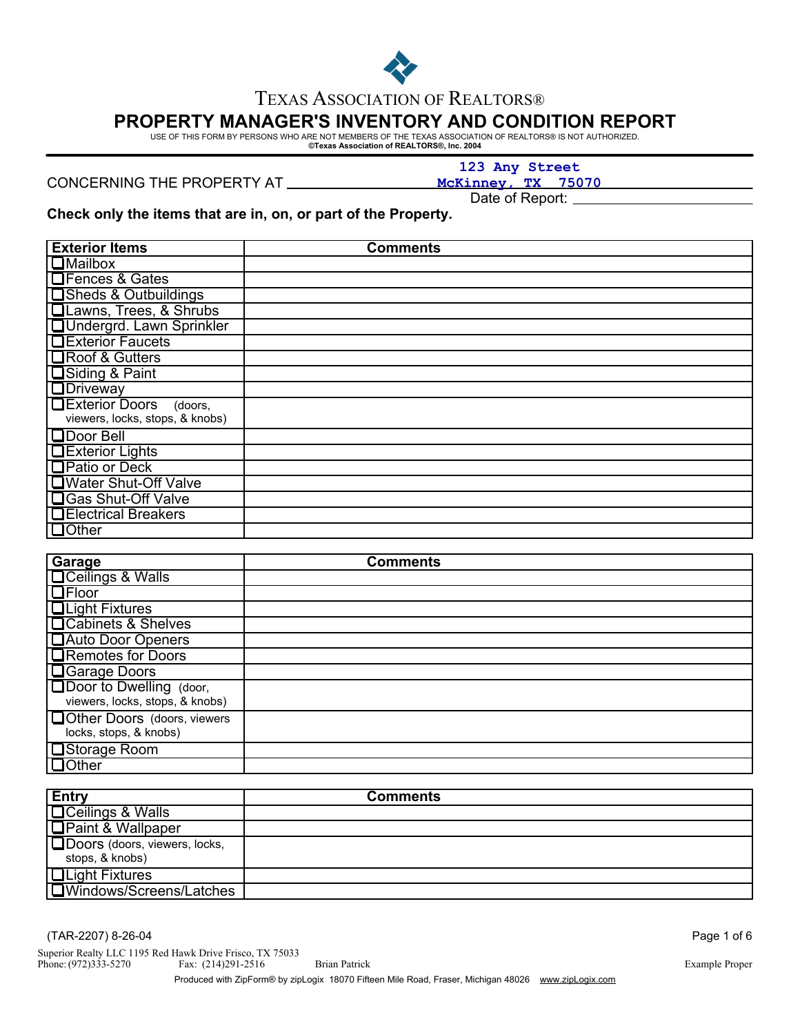TEXAS ASSOCIATION OF REALTORS®

# PROPERTY MANAGER'S INVENTORY AND CONDITION REPORT

USE OF THIS FORM BY PERSONS WHO ARE NOT MEMBERS OF THE TEXAS ASSOCIATION OF REALTORS® IS NOT AUTHORIZED.
**©Texas Association of REALTORS®, Inc. 2004**

CONCERNING THE PROPERTY AT 123 Any Street McKinney, TX 75070

Date of Report: ______________

**Check only the items that are in, on, or part of the Property.**

| Exterior Items | Comments |
|---|---|
| ❑ Mailbox | |
| ❑ Fences & Gates | |
| ❑ Sheds & Outbuildings | |
| ❑ Lawns, Trees, & Shrubs | |
| ❑ Undergrd. Lawn Sprinkler | |
| ❑ Exterior Faucets | |
| ❑ Roof & Gutters | |
| ❑ Siding & Paint | |
| ❑ Driveway | |
| ❑ Exterior Doors (doors, viewers, locks, stops, & knobs) | |
| ❑ Door Bell | |
| ❑ Exterior Lights | |
| ❑ Patio or Deck | |
| ❑ Water Shut-Off Valve | |
| ❑ Gas Shut-Off Valve | |
| ❑ Electrical Breakers | |
| ❑ Other | |

| Garage | Comments |
|---|---|
| ❑ Ceilings & Walls | |
| ❑ Floor | |
| ❑ Light Fixtures | |
| ❑ Cabinets & Shelves | |
| ❑ Auto Door Openers | |
| ❑ Remotes for Doors | |
| ❑ Garage Doors | |
| ❑ Door to Dwelling (door, viewers, locks, stops, & knobs) | |
| ❑ Other Doors (doors, viewers locks, stops, & knobs) | |
| ❑ Storage Room | |
| ❑ Other | |

| Entry | Comments |
|---|---|
| ❑ Ceilings & Walls | |
| ❑ Paint & Wallpaper | |
| ❑ Doors (doors, viewers, locks, stops, & knobs) | |
| ❑ Light Fixtures | |
| ❑ Windows/Screens/Latches | |

(TAR-2207) 8-26-04

Superior Realty LLC 1195 Red Hawk Drive Frisco, TX 75033
Phone: (972)333-5270 Fax: (214)291-2516 Brian Patrick Example Proper

Produced with ZipForm® by zipLogix 18070 Fifteen Mile Road, Fraser, Michigan 48026 www.zipLogix.com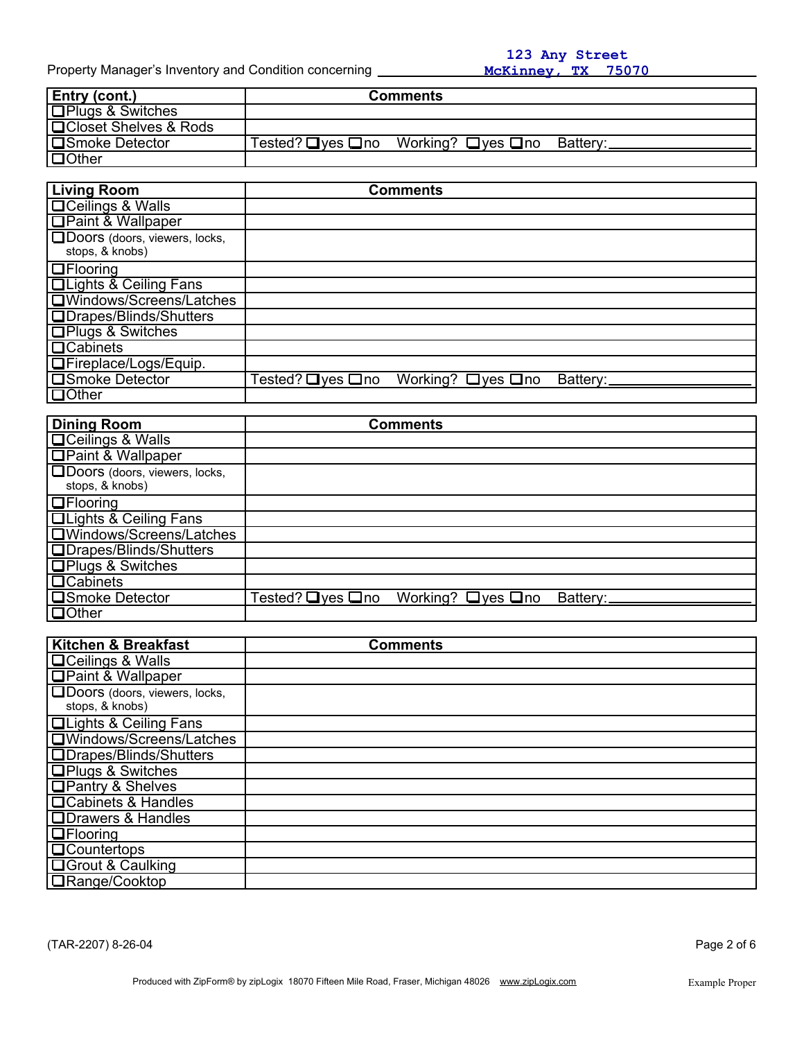Property Manager's Inventory and Condition concerning 123 Any Street McKinney, TX 75070

| Entry (cont.) | Comments |
| --- | --- |
| ❑Plugs & Switches | |
| ❑Closet Shelves & Rods | |
| ❑Smoke Detector | Tested? ❑yes ❑no Working? ❑yes ❑no Battery:\_\_\_\_\_\_\_\_\_\_ |
| ❑Other | |

| Living Room | Comments |
| --- | --- |
| ❑Ceilings & Walls | |
| ❑Paint & Wallpaper | |
| ❑Doors (doors, viewers, locks, stops, & knobs) | |
| ❑Flooring | |
| ❑Lights & Ceiling Fans | |
| ❑Windows/Screens/Latches | |
| ❑Drapes/Blinds/Shutters | |
| ❑Plugs & Switches | |
| ❑Cabinets | |
| ❑Fireplace/Logs/Equip. | |
| ❑Smoke Detector | Tested? ❑yes ❑no Working? ❑yes ❑no Battery:\_\_\_\_\_\_\_\_\_\_ |
| ❑Other | |

| Dining Room | Comments |
| --- | --- |
| ❑Ceilings & Walls | |
| ❑Paint & Wallpaper | |
| ❑Doors (doors, viewers, locks, stops, & knobs) | |
| ❑Flooring | |
| ❑Lights & Ceiling Fans | |
| ❑Windows/Screens/Latches | |
| ❑Drapes/Blinds/Shutters | |
| ❑Plugs & Switches | |
| ❑Cabinets | |
| ❑Smoke Detector | Tested? ❑yes ❑no Working? ❑yes ❑no Battery:\_\_\_\_\_\_\_\_\_\_ |
| ❑Other | |

| Kitchen & Breakfast | Comments |
| --- | --- |
| ❑Ceilings & Walls | |
| ❑Paint & Wallpaper | |
| ❑Doors (doors, viewers, locks, stops, & knobs) | |
| ❑Lights & Ceiling Fans | |
| ❑Windows/Screens/Latches | |
| ❑Drapes/Blinds/Shutters | |
| ❑Plugs & Switches | |
| ❑Pantry & Shelves | |
| ❑Cabinets & Handles | |
| ❑Drawers & Handles | |
| ❑Flooring | |
| ❑Countertops | |
| ❑Grout & Caulking | |
| ❑Range/Cooktop | |

(TAR-2207) 8-26-04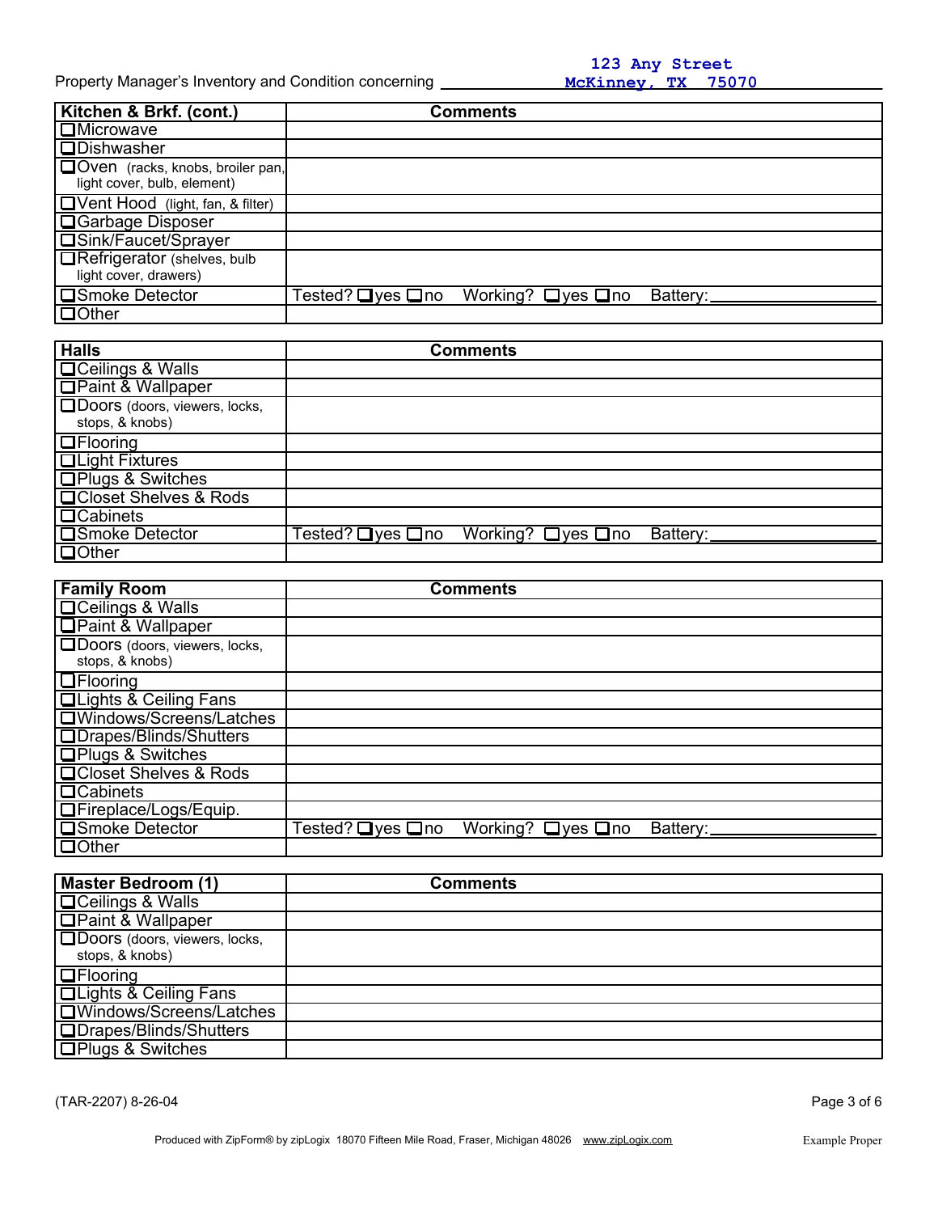Property Manager's Inventory and Condition concerning 123 Any Street McKinney, TX 75070

| Kitchen & Brkf. (cont.) | Comments |
|---|---|
| ☐Microwave | |
| ☐Dishwasher | |
| ☐Oven (racks, knobs, broiler pan, light cover, bulb, element) | |
| ☐Vent Hood (light, fan, & filter) | |
| ☐Garbage Disposer | |
| ☐Sink/Faucet/Sprayer | |
| ☐Refrigerator (shelves, bulb light cover, drawers) | |
| ☐Smoke Detector | Tested? ☐yes ☐no Working? ☐yes ☐no Battery:\_\_\_\_\_\_\_\_\_\_ |
| ☐Other | |

| Halls | Comments |
|---|---|
| ☐Ceilings & Walls | |
| ☐Paint & Wallpaper | |
| ☐Doors (doors, viewers, locks, stops, & knobs) | |
| ☐Flooring | |
| ☐Light Fixtures | |
| ☐Plugs & Switches | |
| ☐Closet Shelves & Rods | |
| ☐Cabinets | |
| ☐Smoke Detector | Tested? ☐yes ☐no Working? ☐yes ☐no Battery:\_\_\_\_\_\_\_\_\_\_ |
| ☐Other | |

| Family Room | Comments |
|---|---|
| ☐Ceilings & Walls | |
| ☐Paint & Wallpaper | |
| ☐Doors (doors, viewers, locks, stops, & knobs) | |
| ☐Flooring | |
| ☐Lights & Ceiling Fans | |
| ☐Windows/Screens/Latches | |
| ☐Drapes/Blinds/Shutters | |
| ☐Plugs & Switches | |
| ☐Closet Shelves & Rods | |
| ☐Cabinets | |
| ☐Fireplace/Logs/Equip. | |
| ☐Smoke Detector | Tested? ☐yes ☐no Working? ☐yes ☐no Battery:\_\_\_\_\_\_\_\_\_\_ |
| ☐Other | |

| Master Bedroom (1) | Comments |
|---|---|
| ☐Ceilings & Walls | |
| ☐Paint & Wallpaper | |
| ☐Doors (doors, viewers, locks, stops, & knobs) | |
| ☐Flooring | |
| ☐Lights & Ceiling Fans | |
| ☐Windows/Screens/Latches | |
| ☐Drapes/Blinds/Shutters | |
| ☐Plugs & Switches | |

(TAR-2207) 8-26-04

Produced with ZipForm® by zipLogix 18070 Fifteen Mile Road, Fraser, Michigan 48026 www.zipLogix.com Example Proper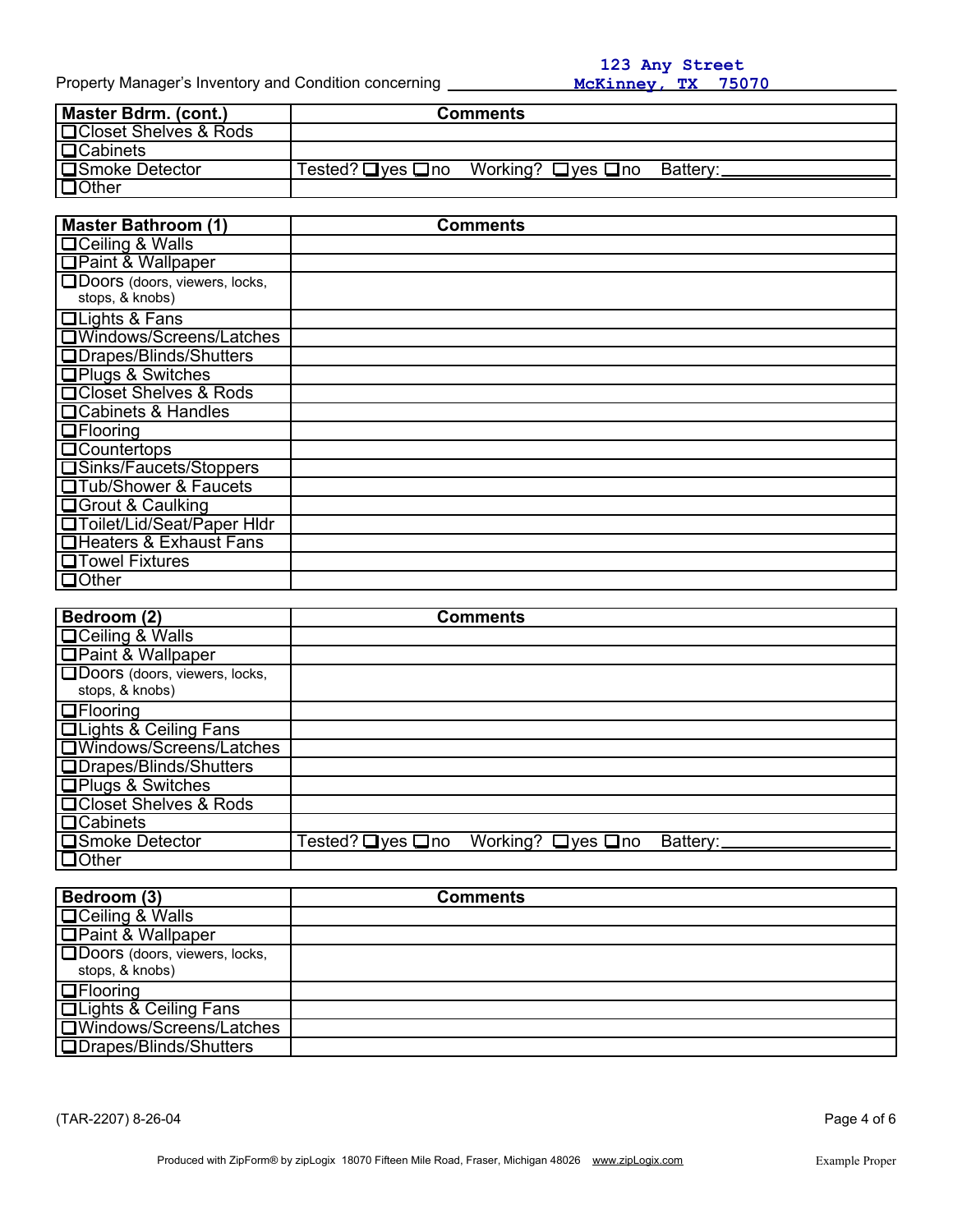Property Manager's Inventory and Condition concerning 123 Any Street McKinney, TX 75070

| Master Bdrm. (cont.) | Comments |
|---|---|
| ❑Closet Shelves & Rods | |
| ❑Cabinets | |
| ❑Smoke Detector | Tested? ❑yes ❑no Working? ❑yes ❑no Battery: |
| ❑Other | |

| Master Bathroom (1) | Comments |
|---|---|
| ❑Ceiling & Walls | |
| ❑Paint & Wallpaper | |
| ❑Doors (doors, viewers, locks, stops, & knobs) | |
| ❑Lights & Fans | |
| ❑Windows/Screens/Latches | |
| ❑Drapes/Blinds/Shutters | |
| ❑Plugs & Switches | |
| ❑Closet Shelves & Rods | |
| ❑Cabinets & Handles | |
| ❑Flooring | |
| ❑Countertops | |
| ❑Sinks/Faucets/Stoppers | |
| ❑Tub/Shower & Faucets | |
| ❑Grout & Caulking | |
| ❑Toilet/Lid/Seat/Paper Hldr | |
| ❑Heaters & Exhaust Fans | |
| ❑Towel Fixtures | |
| ❑Other | |

| Bedroom (2) | Comments |
|---|---|
| ❑Ceiling & Walls | |
| ❑Paint & Wallpaper | |
| ❑Doors (doors, viewers, locks, stops, & knobs) | |
| ❑Flooring | |
| ❑Lights & Ceiling Fans | |
| ❑Windows/Screens/Latches | |
| ❑Drapes/Blinds/Shutters | |
| ❑Plugs & Switches | |
| ❑Closet Shelves & Rods | |
| ❑Cabinets | |
| ❑Smoke Detector | Tested? ❑yes ❑no Working? ❑yes ❑no Battery: |
| ❑Other | |

| Bedroom (3) | Comments |
|---|---|
| ❑Ceiling & Walls | |
| ❑Paint & Wallpaper | |
| ❑Doors (doors, viewers, locks, stops, & knobs) | |
| ❑Flooring | |
| ❑Lights & Ceiling Fans | |
| ❑Windows/Screens/Latches | |
| ❑Drapes/Blinds/Shutters | |

(TAR-2207) 8-26-04

Produced with ZipForm® by zipLogix 18070 Fifteen Mile Road, Fraser, Michigan 48026 www.zipLogix.com Example Proper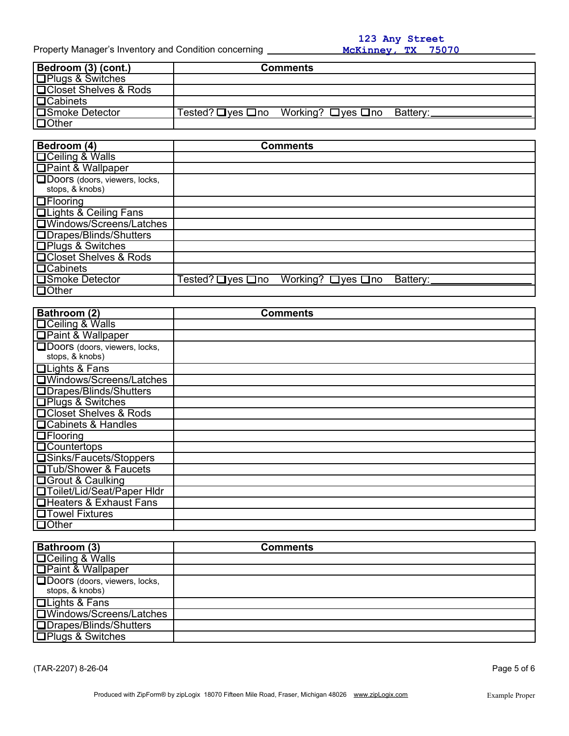Property Manager's Inventory and Condition concerning 123 Any Street McKinney, TX 75070

| Bedroom (3) (cont.) | Comments |
|---|---|
| ☐Plugs & Switches | |
| ☐Closet Shelves & Rods | |
| ☐Cabinets | |
| ☐Smoke Detector | Tested? ☐yes ☐no Working? ☐yes ☐no Battery:_______ |
| ☐Other | |

| Bedroom (4) | Comments |
|---|---|
| ☐Ceiling & Walls | |
| ☐Paint & Wallpaper | |
| ☐Doors (doors, viewers, locks, stops, & knobs) | |
| ☐Flooring | |
| ☐Lights & Ceiling Fans | |
| ☐Windows/Screens/Latches | |
| ☐Drapes/Blinds/Shutters | |
| ☐Plugs & Switches | |
| ☐Closet Shelves & Rods | |
| ☐Cabinets | |
| ☐Smoke Detector | Tested? ☐yes ☐no Working? ☐yes ☐no Battery:_______ |
| ☐Other | |

| Bathroom (2) | Comments |
|---|---|
| ☐Ceiling & Walls | |
| ☐Paint & Wallpaper | |
| ☐Doors (doors, viewers, locks, stops, & knobs) | |
| ☐Lights & Fans | |
| ☐Windows/Screens/Latches | |
| ☐Drapes/Blinds/Shutters | |
| ☐Plugs & Switches | |
| ☐Closet Shelves & Rods | |
| ☐Cabinets & Handles | |
| ☐Flooring | |
| ☐Countertops | |
| ☐Sinks/Faucets/Stoppers | |
| ☐Tub/Shower & Faucets | |
| ☐Grout & Caulking | |
| ☐Toilet/Lid/Seat/Paper Hldr | |
| ☐Heaters & Exhaust Fans | |
| ☐Towel Fixtures | |
| ☐Other | |

| Bathroom (3) | Comments |
|---|---|
| ☐Ceiling & Walls | |
| ☐Paint & Wallpaper | |
| ☐Doors (doors, viewers, locks, stops, & knobs) | |
| ☐Lights & Fans | |
| ☐Windows/Screens/Latches | |
| ☐Drapes/Blinds/Shutters | |
| ☐Plugs & Switches | |

(TAR-2207) 8-26-04

Produced with ZipForm® by zipLogix 18070 Fifteen Mile Road, Fraser, Michigan 48026 www.zipLogix.com Example Proper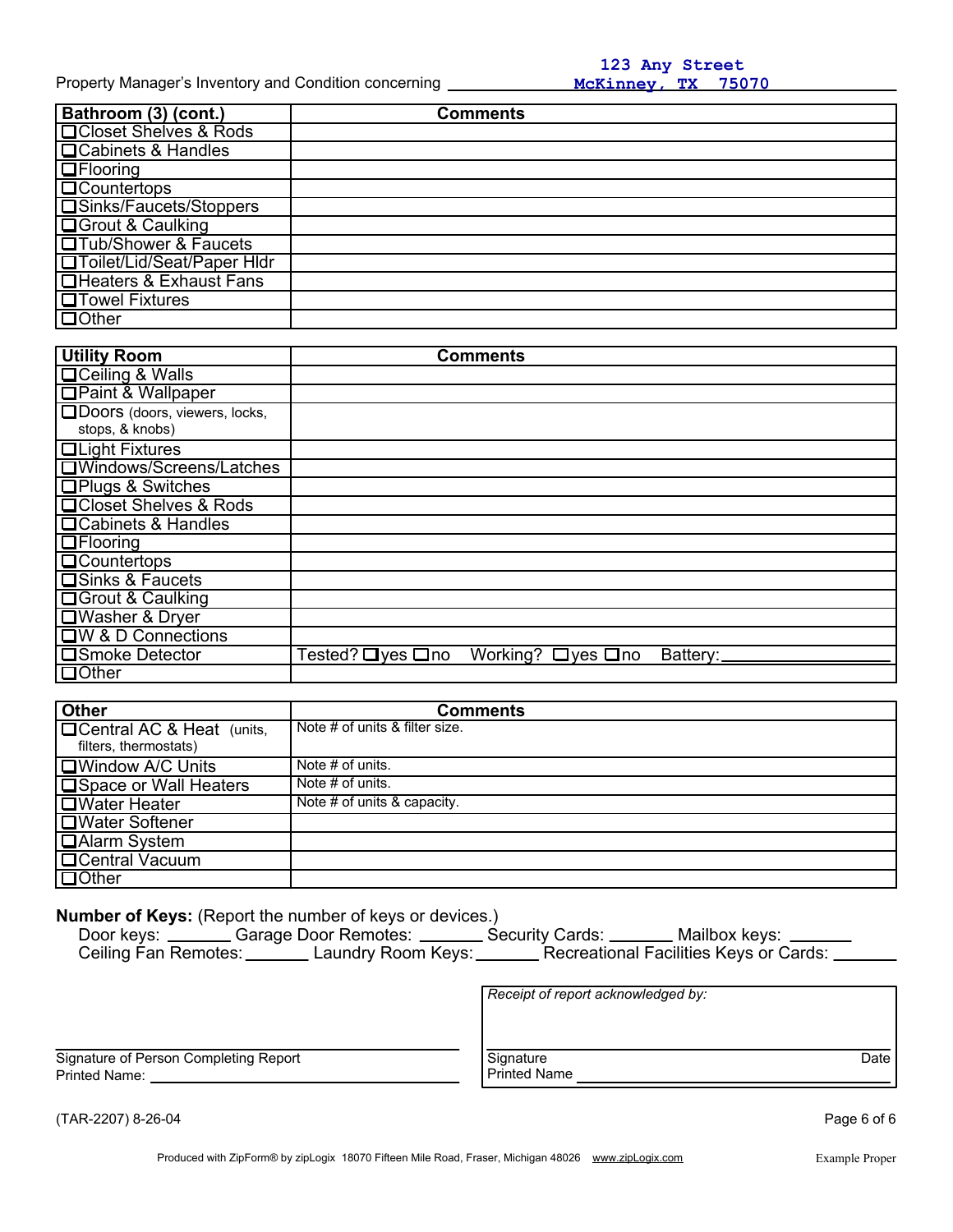Property Manager's Inventory and Condition concerning 123 Any Street McKinney, TX 75070

| Bathroom (3) (cont.) | Comments |
|---|---|
| ☐Closet Shelves & Rods | |
| ☐Cabinets & Handles | |
| ☐Flooring | |
| ☐Countertops | |
| ☐Sinks/Faucets/Stoppers | |
| ☐Grout & Caulking | |
| ☐Tub/Shower & Faucets | |
| ☐Toilet/Lid/Seat/Paper Hldr | |
| ☐Heaters & Exhaust Fans | |
| ☐Towel Fixtures | |
| ☐Other | |

| Utility Room | Comments |
|---|---|
| ☐Ceiling & Walls | |
| ☐Paint & Wallpaper | |
| ☐Doors (doors, viewers, locks, stops, & knobs) | |
| ☐Light Fixtures | |
| ☐Windows/Screens/Latches | |
| ☐Plugs & Switches | |
| ☐Closet Shelves & Rods | |
| ☐Cabinets & Handles | |
| ☐Flooring | |
| ☐Countertops | |
| ☐Sinks & Faucets | |
| ☐Grout & Caulking | |
| ☐Washer & Dryer | |
| ☐W & D Connections | |
| ☐Smoke Detector | Tested? ☐yes ☐no Working? ☐yes ☐no Battery: ____________ |
| ☐Other | |

| Other | Comments |
|---|---|
| ☐Central AC & Heat (units, filters, thermostats) | Note # of units & filter size. |
| ☐Window A/C Units | Note # of units. |
| ☐Space or Wall Heaters | Note # of units. |
| ☐Water Heater | Note # of units & capacity. |
| ☐Water Softener | |
| ☐Alarm System | |
| ☐Central Vacuum | |
| ☐Other | |

**Number of Keys:** (Report the number of keys or devices.)

Door keys: _______ Garage Door Remotes: _______ Security Cards: _______ Mailbox keys: _______
Ceiling Fan Remotes: _______ Laundry Room Keys: _______ Recreational Facilities Keys or Cards: _______

*Receipt of report acknowledged by:*

______________________________
Signature of Person Completing Report
Printed Name: ______________________________

______________________________
Signature Date
Printed Name ______________________________

(TAR-2207) 8-26-04